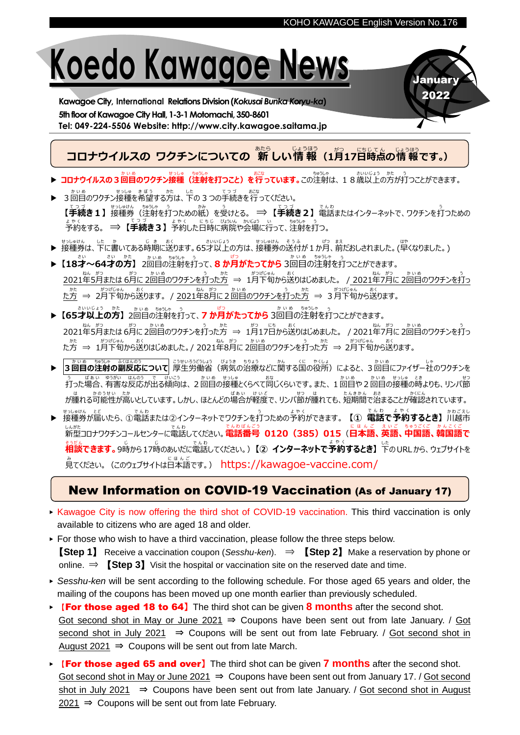# Koedo Kawagoe News

**January 2022**

**Kawagoe City, International Relations Division (*Kokusai Bunka Koryu-ka*)**
**5th floor of Kawagoe City Hall, 1-3-1 Motomachi, 350-8601**
**Tel: 049-224-5506 Website: http://www.city.kawagoe.saitama.jp**

## コロナウイルスの ワクチンについての 新しい情報（1月17日時点の情報です。）

- **コロナウイルスの３回目のワクチン接種（注射を打つこと）を行っています。**この注射は、１８歳以上の方が打つことができます。
- ３回目のワクチン接種を希望する方は、下の３つの手続きを行ってください。
  **【手続き１】**接種券（注射を打つための紙）を受ける。 ⇒ **【手続き２】**電話またはインターネットで、ワクチンを打つための予約をする。 ⇒ **【手続き３】**予約した日時に病院や会場に行って、注射を打つ。
- 接種券は、下に書いてある時期に送ります。65才以上の方は、接種券の送付が１か月、前だおしされました。(早くなりました。)
- **【18才～64才の方】**2回目の注射を打って、**8 か月がたってから** 3回目の注射を打つことができます。
  2021年5月または 6月に 2回目のワクチンを打った方 ⇒ 1月下旬から送りはじめました。 / 2021年7月に 2回目のワクチンを打った方 ⇒ 2月下旬から送ります。 / 2021年8月に 2 回目のワクチンを打った方 ⇒ 3 月下旬から送ります。
- **【65才以上の方】**2回目の注射を打って、**7 か月がたってから** 3回目の注射を打つことができます。
  2021年5月または 6月に 2回目のワクチンを打った方 ⇒ 1月17日から送りはじめました。 / 2021年7月に 2回目のワクチンを打った方 ⇒ 1月下旬から送りはじめました。/ 2021年8月に 2回目のワクチンを打った方 ⇒ 2月下旬から送ります。
- **3 回目の注射の副反応について** 厚生労働省（病気の治療などに関する国の役所）によると、３回目にファイザー社のワクチンを打った場合、有害な反応が出る傾向は、２回目の接種とくらべて同じくらいです。また、１回目や２回目の接種の時よりも、リンパ節が腫れる可能性が高いとしています。しかし、ほとんどの場合が軽度で、リンパ節が腫れても、短期間で治まることが確認されています。
- 接種券が届いたら、①電話または②インターネットでワクチンを打つための予約ができます。【① **電話で予約するとき**】川越市新型コロナワクチンコールセンターに電話してください。**電話番号 0120（385）015（日本語、英語、中国語、韓国語で相談できます。**9時から17時のあいだに電話してください。）【② **インターネットで予約するとき**】下のURLから、ウェブサイトを見てください。（このウェブサイトは日本語です。） https://kawagoe-vaccine.com/

## New Information on COVID-19 Vaccination (As of January 17)

- Kawagoe City is now offering the third shot of COVID-19 vaccination. This third vaccination is only available to citizens who are aged 18 and older.
- For those who wish to have a third vaccination, please follow the three steps below.
  **【Step 1】** Receive a vaccination coupon (*Sesshu-ken*). ⇒ **【Step 2】** Make a reservation by phone or online. ⇒ **【Step 3】** Visit the hospital or vaccination site on the reserved date and time.
- *Sesshu-ken* will be sent according to the following schedule. For those aged 65 years and older, the mailing of the coupons has been moved up one month earlier than previously scheduled.
- **【For those aged 18 to 64】** The third shot can be given **8 months** after the second shot.
  Got second shot in May or June 2021 ⇒ Coupons have been sent out from late January. / Got second shot in July 2021 ⇒ Coupons will be sent out from late February. / Got second shot in August 2021 ⇒ Coupons will be sent out from late March.
- **【For those aged 65 and over】** The third shot can be given **7 months** after the second shot.
  Got second shot in May or June 2021 ⇒ Coupons have been sent out from January 17. / Got second shot in July 2021 ⇒ Coupons have been sent out from late January. / Got second shot in August 2021 ⇒ Coupons will be sent out from late February.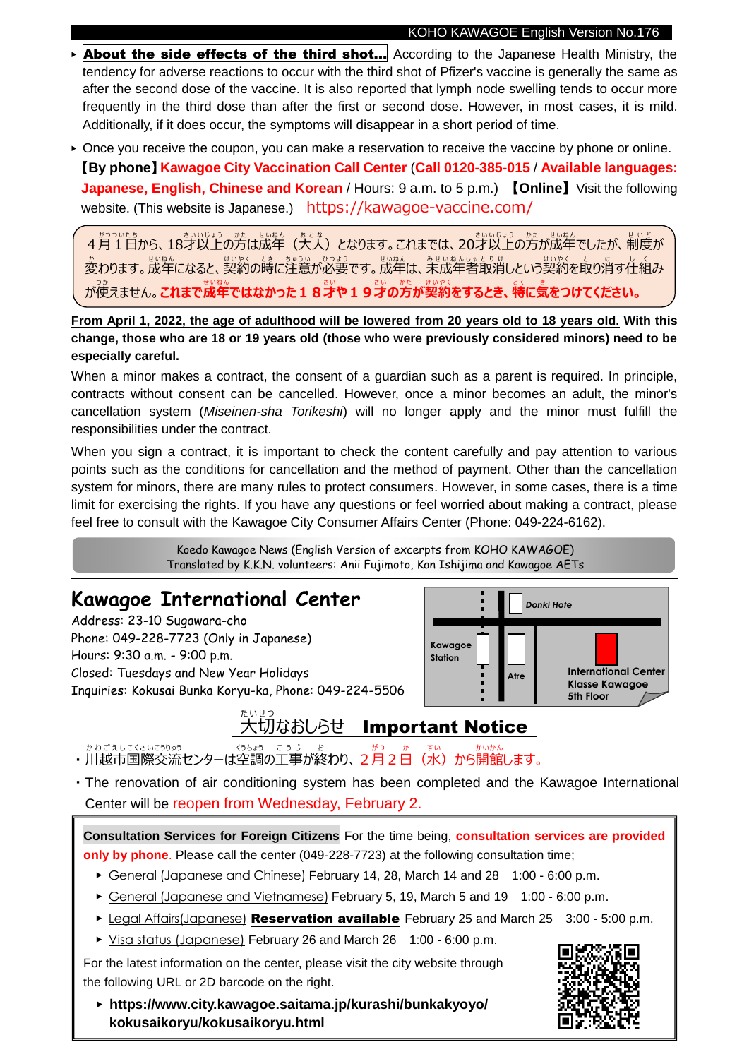- **About the side effects of the third shot...** According to the Japanese Health Ministry, the tendency for adverse reactions to occur with the third shot of Pfizer's vaccine is generally the same as after the second dose of the vaccine. It is also reported that lymph node swelling tends to occur more frequently in the third dose than after the first or second dose. However, in most cases, it is mild. Additionally, if it does occur, the symptoms will disappear in a short period of time.
- Once you receive the coupon, you can make a reservation to receive the vaccine by phone or online. **【By phone】Kawagoe City Vaccination Call Center** (**Call 0120-385-015** / **Available languages: Japanese, English, Chinese and Korean** / Hours: 9 a.m. to 5 p.m.) **【Online】** Visit the following website. (This website is Japanese.) https://kawagoe-vaccine.com/

4月1日から、18才以上の方は成年（大人）となります。これまでは、20才以上の方が成年でしたが、制度が変わります。成年になると、契約の時に注意が必要です。成年は、未成年者取消しという契約を取り消す仕組みが使えません。**これまで成年ではなかった１８才や１９才の方が契約をするとき、特に気をつけてください。**

**From April 1, 2022, the age of adulthood will be lowered from 20 years old to 18 years old. With this change, those who are 18 or 19 years old (those who were previously considered minors) need to be especially careful.**

When a minor makes a contract, the consent of a guardian such as a parent is required. In principle, contracts without consent can be cancelled. However, once a minor becomes an adult, the minor's cancellation system (*Miseinen-sha Torikeshi*) will no longer apply and the minor must fulfill the responsibilities under the contract.

When you sign a contract, it is important to check the content carefully and pay attention to various points such as the conditions for cancellation and the method of payment. Other than the cancellation system for minors, there are many rules to protect consumers. However, in some cases, there is a time limit for exercising the rights. If you have any questions or feel worried about making a contract, please feel free to consult with the Kawagoe City Consumer Affairs Center (Phone: 049-224-6162).

Koedo Kawagoe News (English Version of excerpts from KOHO KAWAGOE)
Translated by K.K.N. volunteers: Anii Fujimoto, Kan Ishijima and Kawagoe AETs

# Kawagoe International Center

Address: 23-10 Sugawara-cho
Phone: 049-228-7723 (Only in Japanese)
Hours: 9:30 a.m. - 9:00 p.m.
Closed: Tuesdays and New Year Holidays
Inquiries: Kokusai Bunka Koryu-ka, Phone: 049-224-5506

Donki Hote
Kawagoe Station
Atre
International Center
Klasse Kawagoe
5th Floor

## 大切なおしらせ Important Notice

・川越市国際交流センターは空調の工事が終わり、2月2日（水）から開館します。

・The renovation of air conditioning system has been completed and the Kawagoe International Center will be reopen from Wednesday, February 2.

**Consultation Services for Foreign Citizens** For the time being, **consultation services are provided only by phone**. Please call the center (049-228-7723) at the following consultation time;

- General (Japanese and Chinese) February 14, 28, March 14 and 28 1:00 - 6:00 p.m.
- General (Japanese and Vietnamese) February 5, 19, March 5 and 19 1:00 - 6:00 p.m.
- Legal Affairs(Japanese) **Reservation available** February 25 and March 25 3:00 - 5:00 p.m.
- Visa status (Japanese) February 26 and March 26 1:00 - 6:00 p.m.

For the latest information on the center, please visit the city website through the following URL or 2D barcode on the right.

- **https://www.city.kawagoe.saitama.jp/kurashi/bunkakyoyo/kokusaikoryu/kokusaikoryu.html**